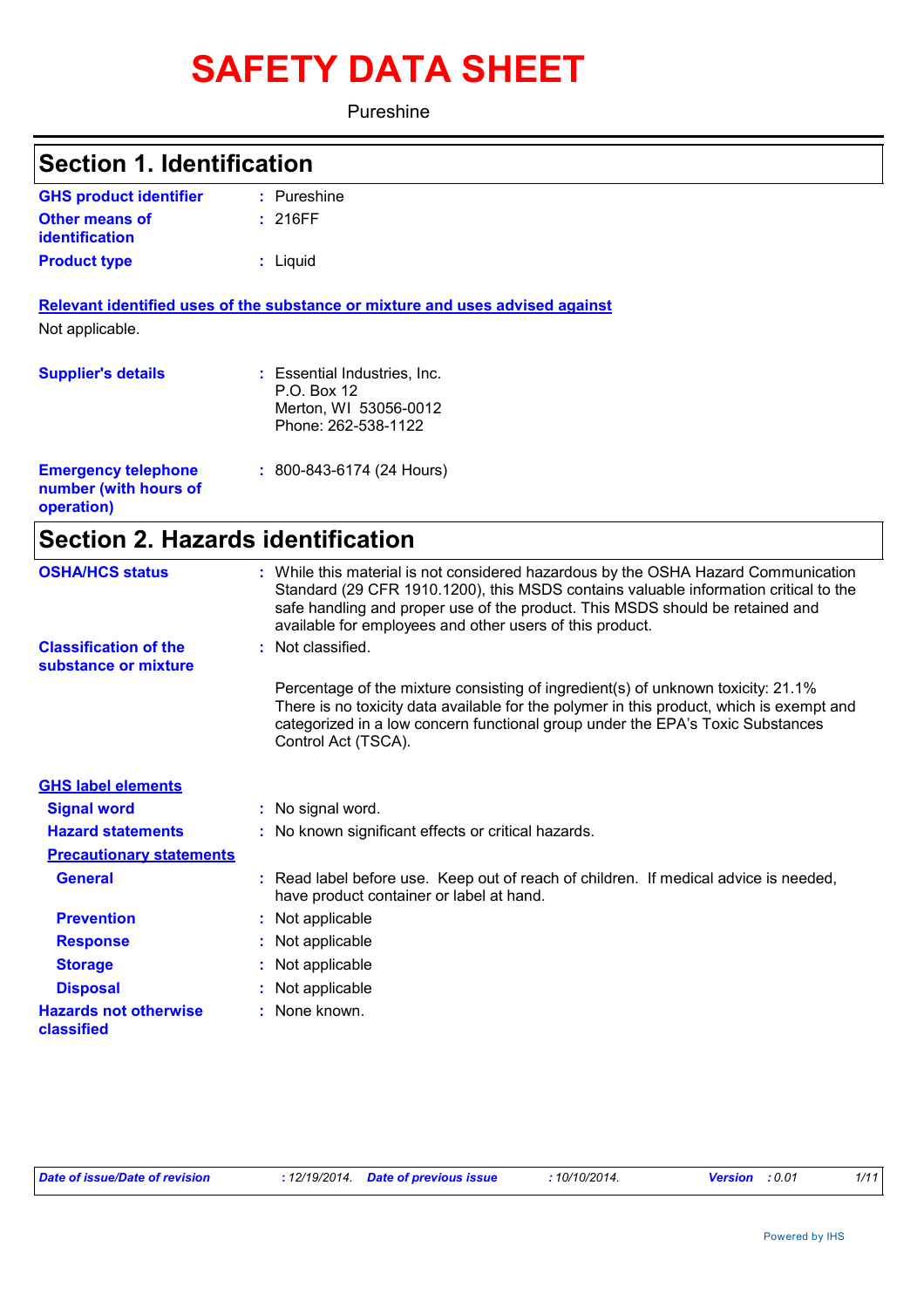# SAFETY DATA SHEET

Pureshine

## Section 1. Identification

| | | |
|---|---|---|
| **GHS product identifier** | : | Pureshine |
| **Other means of identification** | : | 216FF |
| **Product type** | : | Liquid |

**Relevant identified uses of the substance or mixture and uses advised against**

Not applicable.

| | | |
|---|---|---|
| **Supplier's details** | : | Essential Industries, Inc.<br>P.O. Box 12<br>Merton, WI 53056-0012<br>Phone: 262-538-1122 |
| **Emergency telephone number (with hours of operation)** | : | 800-843-6174 (24 Hours) |

## Section 2. Hazards identification

| | | |
|---|---|---|
| **OSHA/HCS status** | : | While this material is not considered hazardous by the OSHA Hazard Communication Standard (29 CFR 1910.1200), this MSDS contains valuable information critical to the safe handling and proper use of the product. This MSDS should be retained and available for employees and other users of this product. |
| **Classification of the substance or mixture** | : | Not classified. |

Percentage of the mixture consisting of ingredient(s) of unknown toxicity: 21.1%
There is no toxicity data available for the polymer in this product, which is exempt and categorized in a low concern functional group under the EPA's Toxic Substances Control Act (TSCA).

**GHS label elements**

| | | |
|---|---|---|
| **Signal word** | : | No signal word. |
| **Hazard statements** | : | No known significant effects or critical hazards. |

**Precautionary statements**

| | | |
|---|---|---|
| **General** | : | Read label before use. Keep out of reach of children. If medical advice is needed, have product container or label at hand. |
| **Prevention** | : | Not applicable |
| **Response** | : | Not applicable |
| **Storage** | : | Not applicable |
| **Disposal** | : | Not applicable |
| **Hazards not otherwise classified** | : | None known. |

*Date of issue/Date of revision* : 12/19/2014. *Date of previous issue* : 10/10/2014. *Version* : 0.01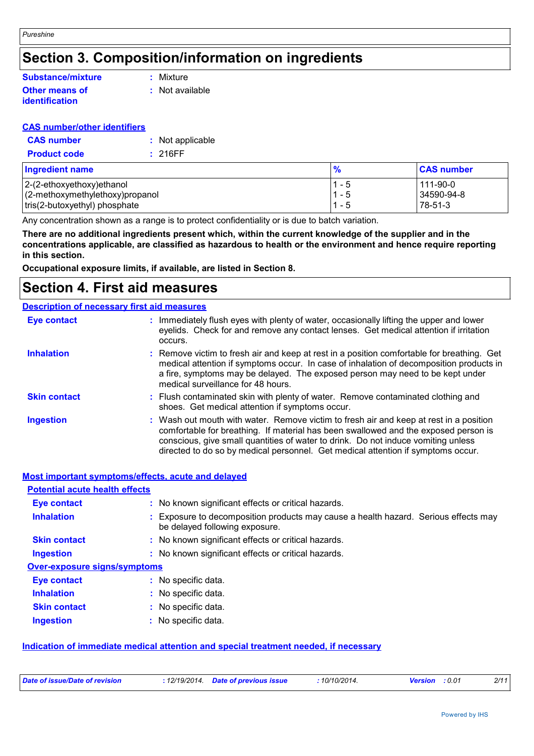# Section 3. Composition/information on ingredients

**Substance/mixture** : Mixture

**Other means of identification** : Not available

**CAS number/other identifiers**

**CAS number** : Not applicable

**Product code** : 216FF

| Ingredient name | % | CAS number |
|---|---|---|
| 2-(2-ethoxyethoxy)ethanol | 1 - 5 | 111-90-0 |
| (2-methoxymethylethoxy)propanol | 1 - 5 | 34590-94-8 |
| tris(2-butoxyethyl) phosphate | 1 - 5 | 78-51-3 |

Any concentration shown as a range is to protect confidentiality or is due to batch variation.

**There are no additional ingredients present which, within the current knowledge of the supplier and in the concentrations applicable, are classified as hazardous to health or the environment and hence require reporting in this section.**

**Occupational exposure limits, if available, are listed in Section 8.**

# Section 4. First aid measures

**Description of necessary first aid measures**

**Eye contact** : Immediately flush eyes with plenty of water, occasionally lifting the upper and lower eyelids. Check for and remove any contact lenses. Get medical attention if irritation occurs.

**Inhalation** : Remove victim to fresh air and keep at rest in a position comfortable for breathing. Get medical attention if symptoms occur. In case of inhalation of decomposition products in a fire, symptoms may be delayed. The exposed person may need to be kept under medical surveillance for 48 hours.

**Skin contact** : Flush contaminated skin with plenty of water. Remove contaminated clothing and shoes. Get medical attention if symptoms occur.

**Ingestion** : Wash out mouth with water. Remove victim to fresh air and keep at rest in a position comfortable for breathing. If material has been swallowed and the exposed person is conscious, give small quantities of water to drink. Do not induce vomiting unless directed to do so by medical personnel. Get medical attention if symptoms occur.

**Most important symptoms/effects, acute and delayed**

**Potential acute health effects**

**Eye contact** : No known significant effects or critical hazards.

**Inhalation** : Exposure to decomposition products may cause a health hazard. Serious effects may be delayed following exposure.

**Skin contact** : No known significant effects or critical hazards.

**Ingestion** : No known significant effects or critical hazards.

**Over-exposure signs/symptoms**

**Eye contact** : No specific data.

**Inhalation** : No specific data.

**Skin contact** : No specific data.

**Ingestion** : No specific data.

**Indication of immediate medical attention and special treatment needed, if necessary**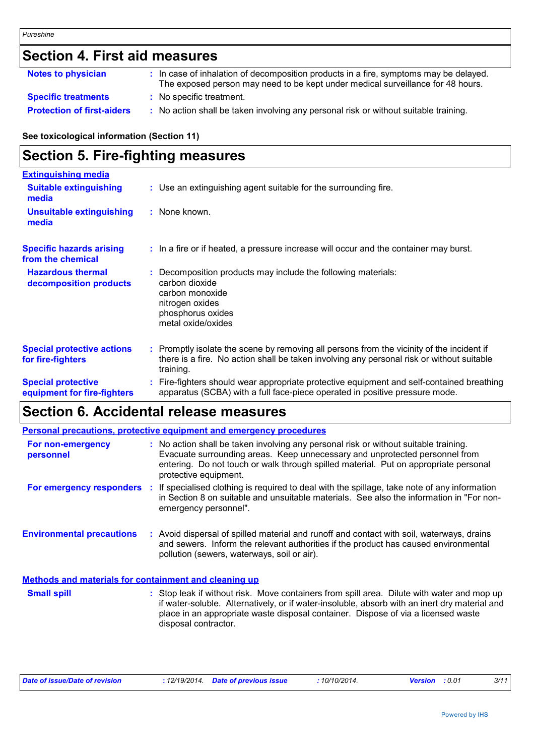## Section 4. First aid measures

**Notes to physician** : In case of inhalation of decomposition products in a fire, symptoms may be delayed. The exposed person may need to be kept under medical surveillance for 48 hours.

**Specific treatments** : No specific treatment.

**Protection of first-aiders** : No action shall be taken involving any personal risk or without suitable training.

**See toxicological information (Section 11)**

## Section 5. Fire-fighting measures

**Extinguishing media**

**Suitable extinguishing media** : Use an extinguishing agent suitable for the surrounding fire.

**Unsuitable extinguishing media** : None known.

**Specific hazards arising from the chemical** : In a fire or if heated, a pressure increase will occur and the container may burst.

**Hazardous thermal decomposition products** : Decomposition products may include the following materials:
carbon dioxide
carbon monoxide
nitrogen oxides
phosphorus oxides
metal oxide/oxides

**Special protective actions for fire-fighters** : Promptly isolate the scene by removing all persons from the vicinity of the incident if there is a fire. No action shall be taken involving any personal risk or without suitable training.

**Special protective equipment for fire-fighters** : Fire-fighters should wear appropriate protective equipment and self-contained breathing apparatus (SCBA) with a full face-piece operated in positive pressure mode.

## Section 6. Accidental release measures

**Personal precautions, protective equipment and emergency procedures**

**For non-emergency personnel** : No action shall be taken involving any personal risk or without suitable training. Evacuate surrounding areas. Keep unnecessary and unprotected personnel from entering. Do not touch or walk through spilled material. Put on appropriate personal protective equipment.

**For emergency responders** : If specialised clothing is required to deal with the spillage, take note of any information in Section 8 on suitable and unsuitable materials. See also the information in "For non-emergency personnel".

**Environmental precautions** : Avoid dispersal of spilled material and runoff and contact with soil, waterways, drains and sewers. Inform the relevant authorities if the product has caused environmental pollution (sewers, waterways, soil or air).

**Methods and materials for containment and cleaning up**

**Small spill** : Stop leak if without risk. Move containers from spill area. Dilute with water and mop up if water-soluble. Alternatively, or if water-insoluble, absorb with an inert dry material and place in an appropriate waste disposal container. Dispose of via a licensed waste disposal contractor.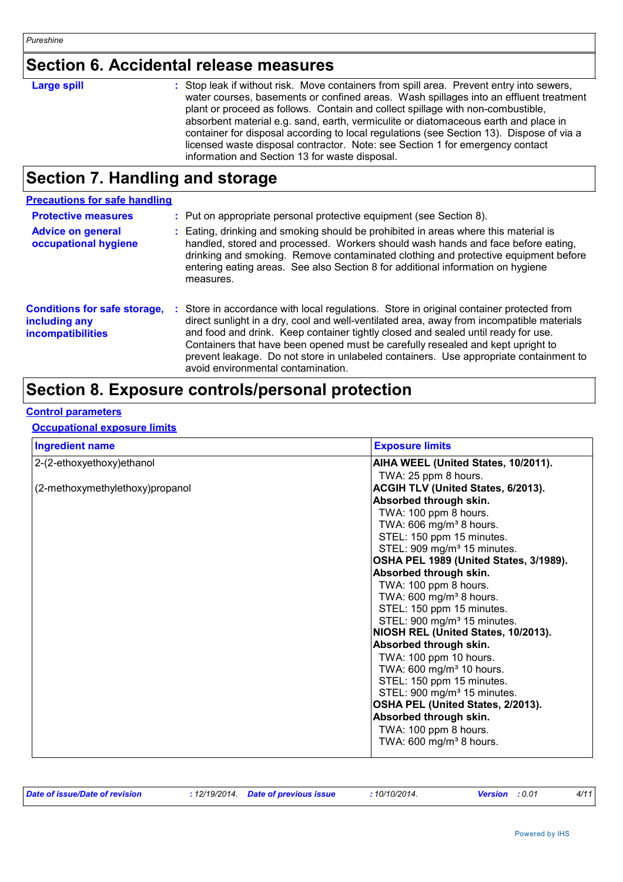## Section 6. Accidental release measures

**Large spill** : Stop leak if without risk. Move containers from spill area. Prevent entry into sewers, water courses, basements or confined areas. Wash spillages into an effluent treatment plant or proceed as follows. Contain and collect spillage with non-combustible, absorbent material e.g. sand, earth, vermiculite or diatomaceous earth and place in container for disposal according to local regulations (see Section 13). Dispose of via a licensed waste disposal contractor. Note: see Section 1 for emergency contact information and Section 13 for waste disposal.

## Section 7. Handling and storage

### Precautions for safe handling

**Protective measures** : Put on appropriate personal protective equipment (see Section 8).

**Advice on general occupational hygiene** : Eating, drinking and smoking should be prohibited in areas where this material is handled, stored and processed. Workers should wash hands and face before eating, drinking and smoking. Remove contaminated clothing and protective equipment before entering eating areas. See also Section 8 for additional information on hygiene measures.

**Conditions for safe storage, including any incompatibilities** : Store in accordance with local regulations. Store in original container protected from direct sunlight in a dry, cool and well-ventilated area, away from incompatible materials and food and drink. Keep container tightly closed and sealed until ready for use. Containers that have been opened must be carefully resealed and kept upright to prevent leakage. Do not store in unlabeled containers. Use appropriate containment to avoid environmental contamination.

## Section 8. Exposure controls/personal protection

### Control parameters

#### Occupational exposure limits

| Ingredient name | Exposure limits |
|---|---|
| 2-(2-ethoxyethoxy)ethanol | **AIHA WEEL (United States, 10/2011).**<br>TWA: 25 ppm 8 hours. |
| (2-methoxymethylethoxy)propanol | **ACGIH TLV (United States, 6/2013). Absorbed through skin.**<br>TWA: 100 ppm 8 hours.<br>TWA: 606 mg/m³ 8 hours.<br>STEL: 150 ppm 15 minutes.<br>STEL: 909 mg/m³ 15 minutes.<br>**OSHA PEL 1989 (United States, 3/1989). Absorbed through skin.**<br>TWA: 100 ppm 8 hours.<br>TWA: 600 mg/m³ 8 hours.<br>STEL: 150 ppm 15 minutes.<br>STEL: 900 mg/m³ 15 minutes.<br>**NIOSH REL (United States, 10/2013). Absorbed through skin.**<br>TWA: 100 ppm 10 hours.<br>TWA: 600 mg/m³ 10 hours.<br>STEL: 150 ppm 15 minutes.<br>STEL: 900 mg/m³ 15 minutes.<br>**OSHA PEL (United States, 2/2013). Absorbed through skin.**<br>TWA: 100 ppm 8 hours.<br>TWA: 600 mg/m³ 8 hours. |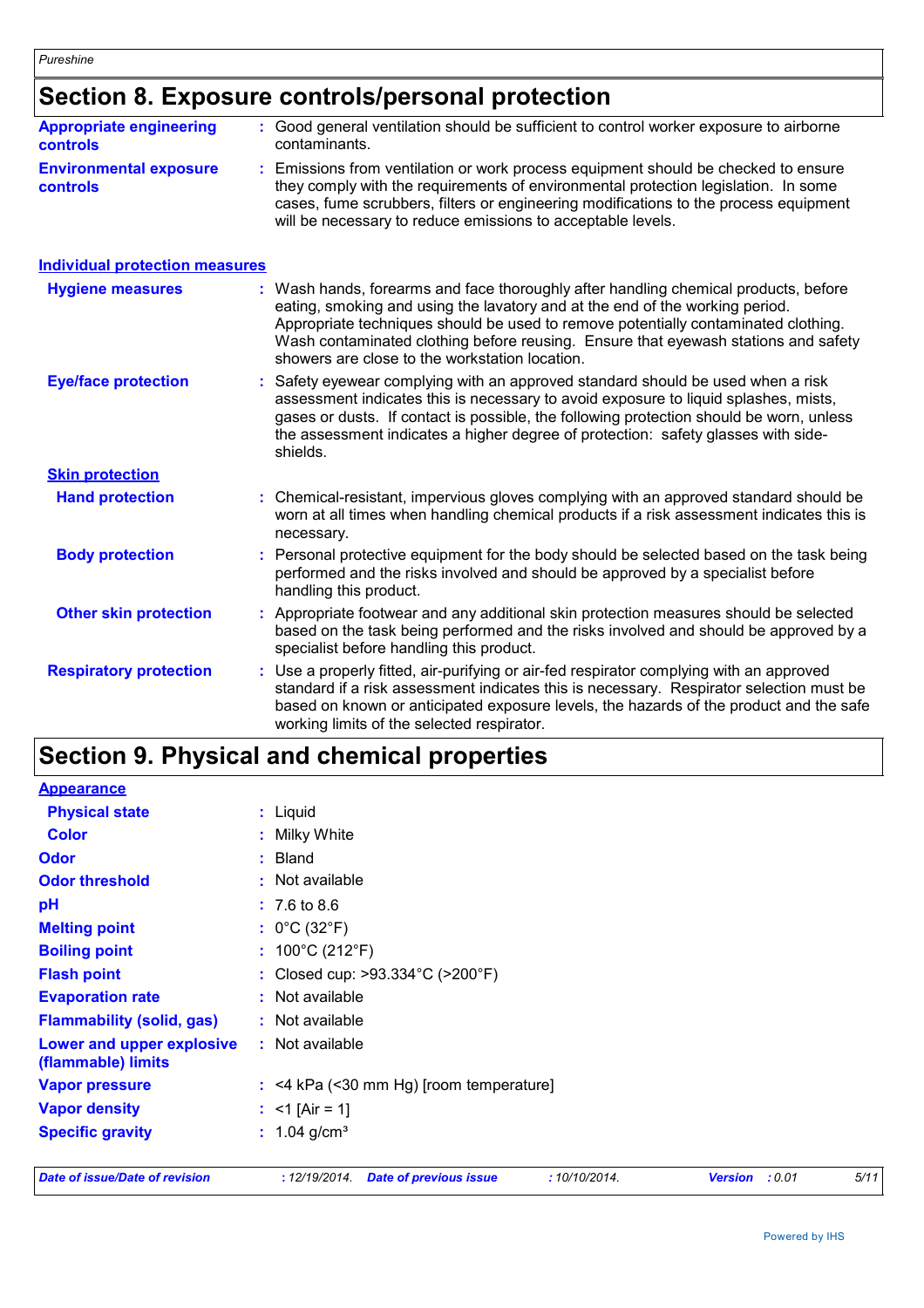# Section 8. Exposure controls/personal protection

**Appropriate engineering controls** : Good general ventilation should be sufficient to control worker exposure to airborne contaminants.

**Environmental exposure controls** : Emissions from ventilation or work process equipment should be checked to ensure they comply with the requirements of environmental protection legislation. In some cases, fume scrubbers, filters or engineering modifications to the process equipment will be necessary to reduce emissions to acceptable levels.

## Individual protection measures

**Hygiene measures** : Wash hands, forearms and face thoroughly after handling chemical products, before eating, smoking and using the lavatory and at the end of the working period. Appropriate techniques should be used to remove potentially contaminated clothing. Wash contaminated clothing before reusing. Ensure that eyewash stations and safety showers are close to the workstation location.

**Eye/face protection** : Safety eyewear complying with an approved standard should be used when a risk assessment indicates this is necessary to avoid exposure to liquid splashes, mists, gases or dusts. If contact is possible, the following protection should be worn, unless the assessment indicates a higher degree of protection: safety glasses with side-shields.

### Skin protection

**Hand protection** : Chemical-resistant, impervious gloves complying with an approved standard should be worn at all times when handling chemical products if a risk assessment indicates this is necessary.

**Body protection** : Personal protective equipment for the body should be selected based on the task being performed and the risks involved and should be approved by a specialist before handling this product.

**Other skin protection** : Appropriate footwear and any additional skin protection measures should be selected based on the task being performed and the risks involved and should be approved by a specialist before handling this product.

**Respiratory protection** : Use a properly fitted, air-purifying or air-fed respirator complying with an approved standard if a risk assessment indicates this is necessary. Respirator selection must be based on known or anticipated exposure levels, the hazards of the product and the safe working limits of the selected respirator.

# Section 9. Physical and chemical properties

## Appearance

**Physical state** : Liquid

**Color** : Milky White

**Odor** : Bland

**Odor threshold** : Not available

**pH** : 7.6 to 8.6

**Melting point** : 0°C (32°F)

**Boiling point** : 100°C (212°F)

**Flash point** : Closed cup: >93.334°C (>200°F)

**Evaporation rate** : Not available

**Flammability (solid, gas)** : Not available

**Lower and upper explosive (flammable) limits** : Not available

**Vapor pressure** : <4 kPa (<30 mm Hg) [room temperature]

**Vapor density** : <1 [Air = 1]

**Specific gravity** : 1.04 g/cm³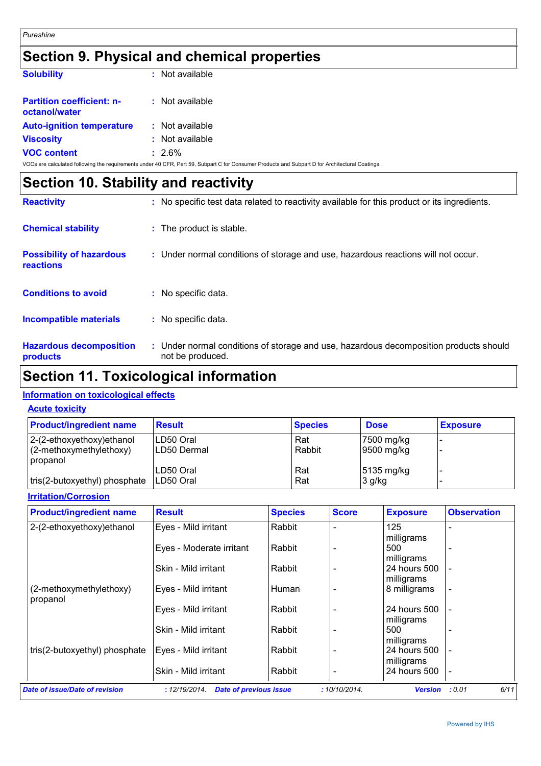## Section 9. Physical and chemical properties

**Solubility** : Not available

**Partition coefficient: n-octanol/water** : Not available

**Auto-ignition temperature** : Not available

**Viscosity** : Not available

**VOC content** : 2.6%

VOCs are calculated following the requirements under 40 CFR, Part 59, Subpart C for Consumer Products and Subpart D for Architectural Coatings.

## Section 10. Stability and reactivity

**Reactivity** : No specific test data related to reactivity available for this product or its ingredients.

**Chemical stability** : The product is stable.

**Possibility of hazardous reactions** : Under normal conditions of storage and use, hazardous reactions will not occur.

**Conditions to avoid** : No specific data.

**Incompatible materials** : No specific data.

**Hazardous decomposition products** : Under normal conditions of storage and use, hazardous decomposition products should not be produced.

## Section 11. Toxicological information

### Information on toxicological effects

#### Acute toxicity

| Product/ingredient name | Result | Species | Dose | Exposure |
|---|---|---|---|---|
| 2-(2-ethoxyethoxy)ethanol | LD50 Oral | Rat | 7500 mg/kg | - |
| | LD50 Dermal | Rabbit | 9500 mg/kg | - |
| (2-methoxymethylethoxy) propanol | LD50 Oral | Rat | 5135 mg/kg | - |
| tris(2-butoxyethyl) phosphate | LD50 Oral | Rat | 3 g/kg | - |

#### Irritation/Corrosion

| Product/ingredient name | Result | Species | Score | Exposure | Observation |
|---|---|---|---|---|---|
| 2-(2-ethoxyethoxy)ethanol | Eyes - Mild irritant | Rabbit | - | 125 milligrams | - |
| | Eyes - Moderate irritant | Rabbit | - | 500 milligrams | - |
| | Skin - Mild irritant | Rabbit | - | 24 hours 500 milligrams | - |
| (2-methoxymethylethoxy) propanol | Eyes - Mild irritant | Human | - | 8 milligrams | - |
| | Eyes - Mild irritant | Rabbit | - | 24 hours 500 milligrams | - |
| | Skin - Mild irritant | Rabbit | - | 500 milligrams | - |
| tris(2-butoxyethyl) phosphate | Eyes - Mild irritant | Rabbit | - | 24 hours 500 milligrams | - |
| | Skin - Mild irritant | Rabbit | - | 24 hours 500 | - |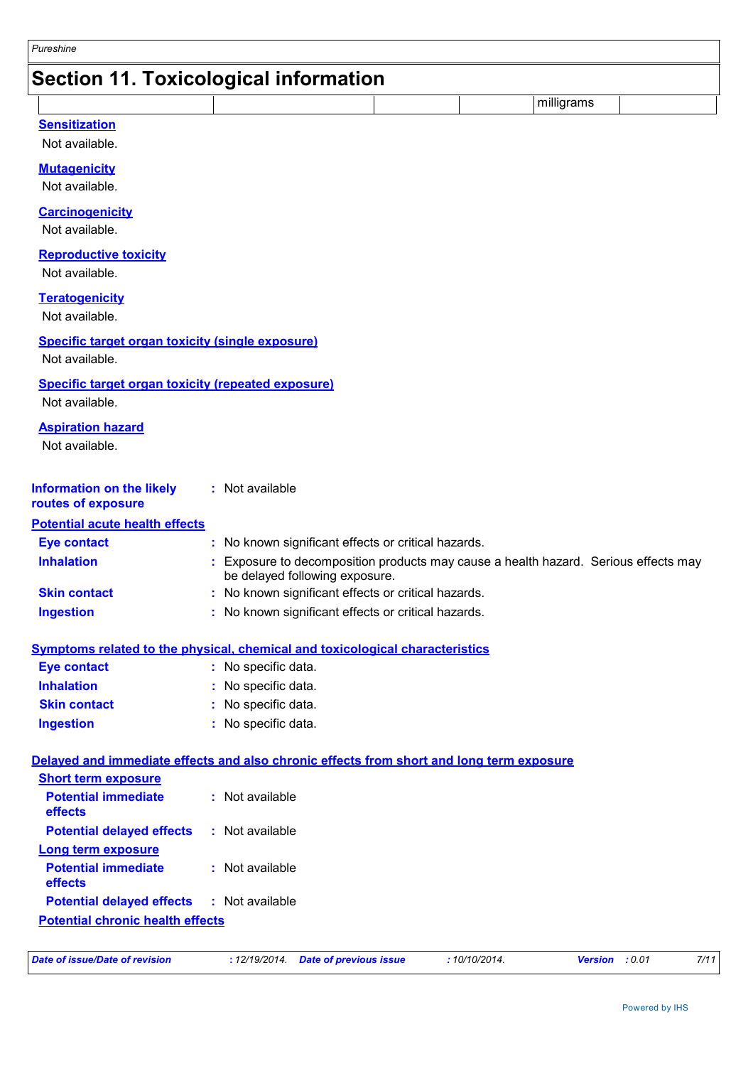## Section 11. Toxicological information

| | | | | milligrams | |
|---|---|---|---|---|---|

**Sensitization**

Not available.

**Mutagenicity**

Not available.

**Carcinogenicity**

Not available.

**Reproductive toxicity**

Not available.

**Teratogenicity**

Not available.

**Specific target organ toxicity (single exposure)**

Not available.

**Specific target organ toxicity (repeated exposure)**

Not available.

**Aspiration hazard**

Not available.

**Information on the likely routes of exposure** : Not available

**Potential acute health effects**

**Eye contact** : No known significant effects or critical hazards.

**Inhalation** : Exposure to decomposition products may cause a health hazard. Serious effects may be delayed following exposure.

**Skin contact** : No known significant effects or critical hazards.

**Ingestion** : No known significant effects or critical hazards.

**Symptoms related to the physical, chemical and toxicological characteristics**

**Eye contact** : No specific data.

**Inhalation** : No specific data.

**Skin contact** : No specific data.

**Ingestion** : No specific data.

**Delayed and immediate effects and also chronic effects from short and long term exposure**

**Short term exposure**

**Potential immediate effects** : Not available

**Potential delayed effects** : Not available

**Long term exposure**

**Potential immediate effects** : Not available

**Potential delayed effects** : Not available

**Potential chronic health effects**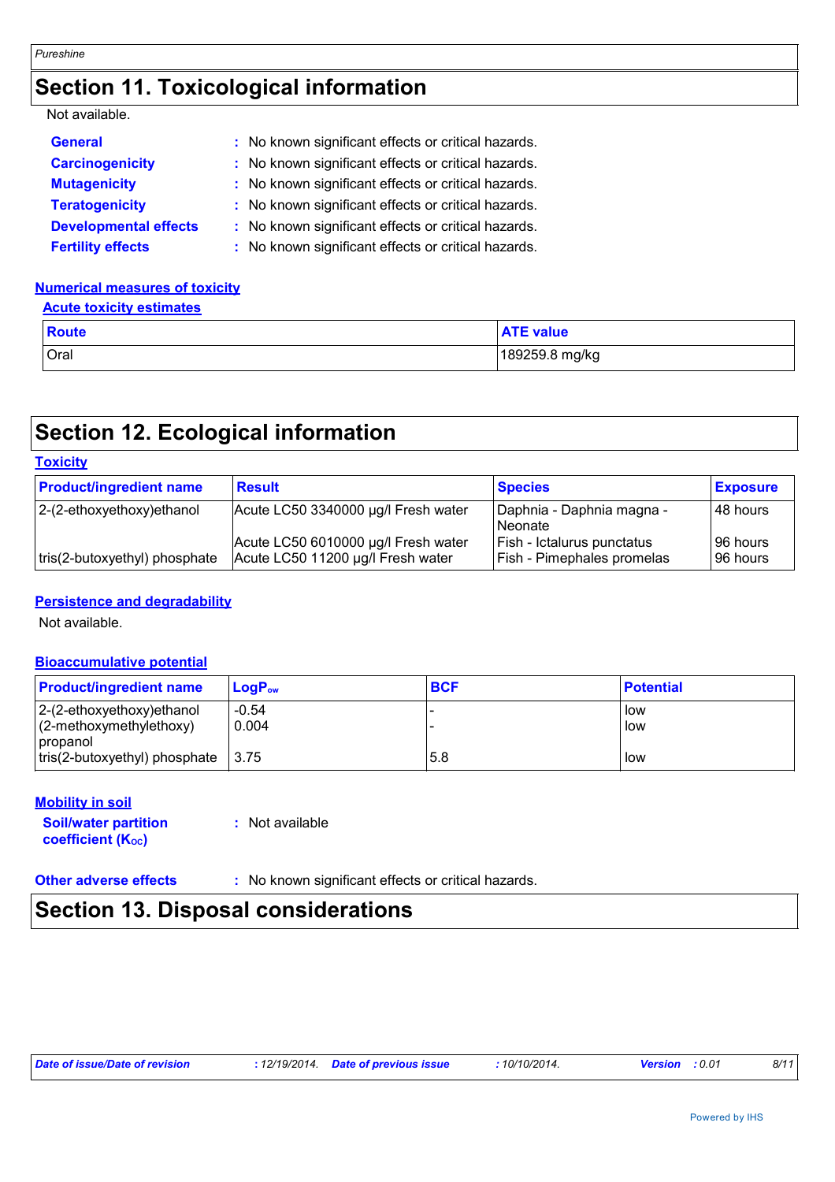## Section 11. Toxicological information

Not available.

**General** : No known significant effects or critical hazards.

**Carcinogenicity** : No known significant effects or critical hazards.

**Mutagenicity** : No known significant effects or critical hazards.

**Teratogenicity** : No known significant effects or critical hazards.

**Developmental effects** : No known significant effects or critical hazards.

**Fertility effects** : No known significant effects or critical hazards.

### Numerical measures of toxicity

#### Acute toxicity estimates

| Route | ATE value |
|---|---|
| Oral | 189259.8 mg/kg |

## Section 12. Ecological information

### Toxicity

| Product/ingredient name | Result | Species | Exposure |
|---|---|---|---|
| 2-(2-ethoxyethoxy)ethanol | Acute LC50 3340000 µg/l Fresh water | Daphnia - Daphnia magna - Neonate | 48 hours |
| | Acute LC50 6010000 µg/l Fresh water | Fish - Ictalurus punctatus | 96 hours |
| tris(2-butoxyethyl) phosphate | Acute LC50 11200 µg/l Fresh water | Fish - Pimephales promelas | 96 hours |

### Persistence and degradability

Not available.

### Bioaccumulative potential

| Product/ingredient name | $LogP_{ow}$ | BCF | Potential |
|---|---|---|---|
| 2-(2-ethoxyethoxy)ethanol | -0.54 | - | low |
| (2-methoxymethylethoxy) propanol | 0.004 | - | low |
| tris(2-butoxyethyl) phosphate | 3.75 | 5.8 | low |

### Mobility in soil

**Soil/water partition coefficient ($K_{OC}$)** : Not available

**Other adverse effects** : No known significant effects or critical hazards.

## Section 13. Disposal considerations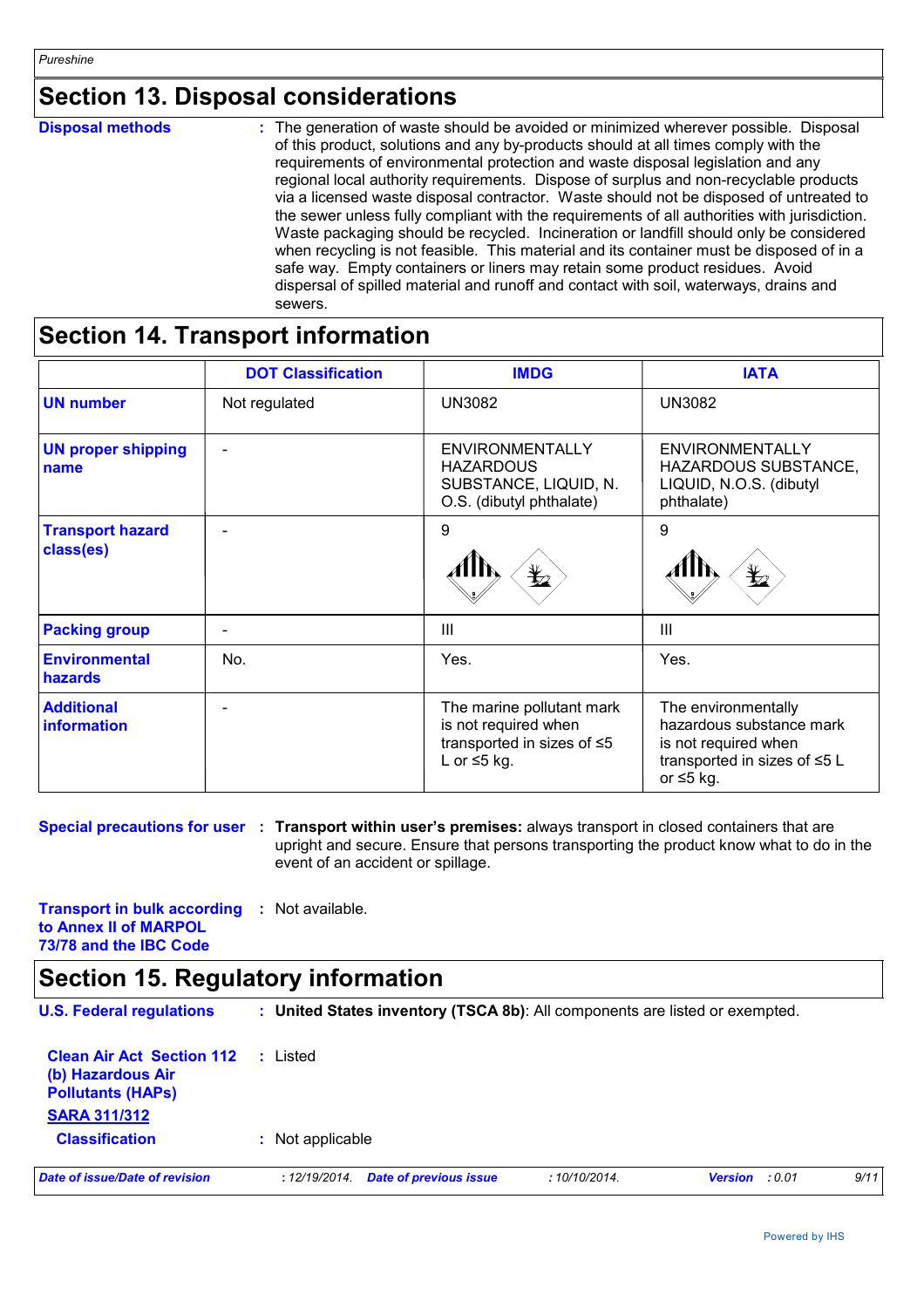## Section 13. Disposal considerations

**Disposal methods** : The generation of waste should be avoided or minimized wherever possible. Disposal of this product, solutions and any by-products should at all times comply with the requirements of environmental protection and waste disposal legislation and any regional local authority requirements. Dispose of surplus and non-recyclable products via a licensed waste disposal contractor. Waste should not be disposed of untreated to the sewer unless fully compliant with the requirements of all authorities with jurisdiction. Waste packaging should be recycled. Incineration or landfill should only be considered when recycling is not feasible. This material and its container must be disposed of in a safe way. Empty containers or liners may retain some product residues. Avoid dispersal of spilled material and runoff and contact with soil, waterways, drains and sewers.

## Section 14. Transport information

| | DOT Classification | IMDG | IATA |
|---|---|---|---|
| **UN number** | Not regulated | UN3082 | UN3082 |
| **UN proper shipping name** | - | ENVIRONMENTALLY HAZARDOUS SUBSTANCE, LIQUID, N.O.S. (dibutyl phthalate) | ENVIRONMENTALLY HAZARDOUS SUBSTANCE, LIQUID, N.O.S. (dibutyl phthalate) |
| **Transport hazard class(es)** | - | 9 | 9 |
| **Packing group** | - | III | III |
| **Environmental hazards** | No. | Yes. | Yes. |
| **Additional information** | - | The marine pollutant mark is not required when transported in sizes of ≤5 L or ≤5 kg. | The environmentally hazardous substance mark is not required when transported in sizes of ≤5 L or ≤5 kg. |

**Special precautions for user** : **Transport within user's premises:** always transport in closed containers that are upright and secure. Ensure that persons transporting the product know what to do in the event of an accident or spillage.

**Transport in bulk according to Annex II of MARPOL 73/78 and the IBC Code** : Not available.

## Section 15. Regulatory information

**U.S. Federal regulations** : **United States inventory (TSCA 8b)**: All components are listed or exempted.

**Clean Air Act Section 112 (b) Hazardous Air Pollutants (HAPs)** : Listed

**SARA 311/312**

**Classification** : Not applicable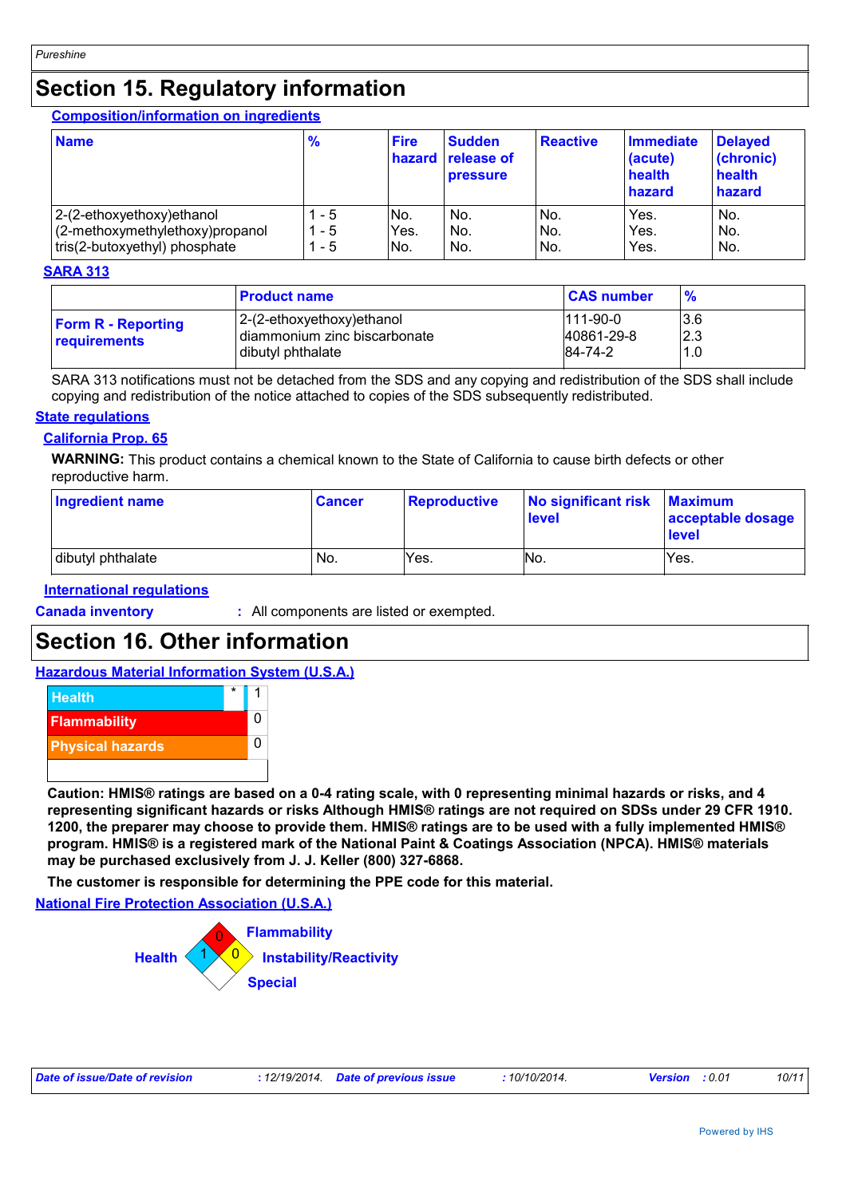# Section 15. Regulatory information

**Composition/information on ingredients**

| Name | % | Fire hazard | Sudden release of pressure | Reactive | Immediate (acute) health hazard | Delayed (chronic) health hazard |
|---|---|---|---|---|---|---|
| 2-(2-ethoxyethoxy)ethanol | 1 - 5 | No. | No. | No. | Yes. | No. |
| (2-methoxymethylethoxy)propanol | 1 - 5 | Yes. | No. | No. | Yes. | No. |
| tris(2-butoxyethyl) phosphate | 1 - 5 | No. | No. | No. | Yes. | No. |

**SARA 313**

| | Product name | CAS number | % |
|---|---|---|---|
| **Form R - Reporting requirements** | 2-(2-ethoxyethoxy)ethanol | 111-90-0 | 3.6 |
| | diammonium zinc biscarbonate | 40861-29-8 | 2.3 |
| | dibutyl phthalate | 84-74-2 | 1.0 |

SARA 313 notifications must not be detached from the SDS and any copying and redistribution of the SDS shall include copying and redistribution of the notice attached to copies of the SDS subsequently redistributed.

**State regulations**

**California Prop. 65**

**WARNING:** This product contains a chemical known to the State of California to cause birth defects or other reproductive harm.

| Ingredient name | Cancer | Reproductive | No significant risk level | Maximum acceptable dosage level |
|---|---|---|---|---|
| dibutyl phthalate | No. | Yes. | No. | Yes. |

**International regulations**

**Canada inventory** : All components are listed or exempted.

# Section 16. Other information

**Hazardous Material Information System (U.S.A.)**

| | | |
|---|---|---|
| Health | * | 1 |
| Flammability | | 0 |
| Physical hazards | | 0 |

**Caution: HMIS® ratings are based on a 0-4 rating scale, with 0 representing minimal hazards or risks, and 4 representing significant hazards or risks Although HMIS® ratings are not required on SDSs under 29 CFR 1910. 1200, the preparer may choose to provide them. HMIS® ratings are to be used with a fully implemented HMIS® program. HMIS® is a registered mark of the National Paint & Coatings Association (NPCA). HMIS® materials may be purchased exclusively from J. J. Keller (800) 327-6868.**

**The customer is responsible for determining the PPE code for this material.**

**National Fire Protection Association (U.S.A.)**

- Health: 1
- Flammability: 0
- Instability/Reactivity: 0
- Special:

*Date of issue/Date of revision* : 12/19/2014. *Date of previous issue* : 10/10/2014. *Version* : 0.01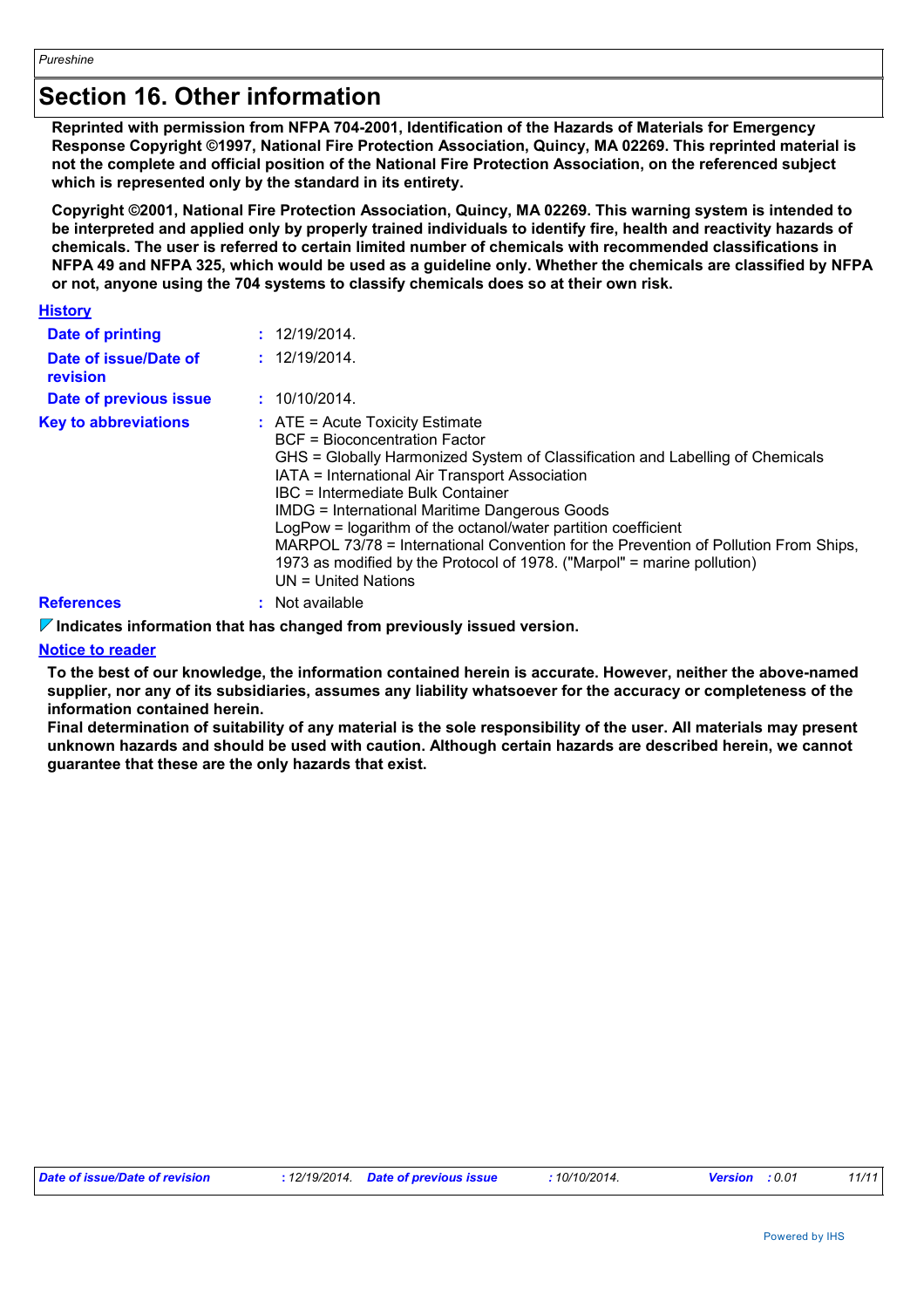# Section 16. Other information

**Reprinted with permission from NFPA 704-2001, Identification of the Hazards of Materials for Emergency Response Copyright ©1997, National Fire Protection Association, Quincy, MA 02269. This reprinted material is not the complete and official position of the National Fire Protection Association, on the referenced subject which is represented only by the standard in its entirety.**

**Copyright ©2001, National Fire Protection Association, Quincy, MA 02269. This warning system is intended to be interpreted and applied only by properly trained individuals to identify fire, health and reactivity hazards of chemicals. The user is referred to certain limited number of chemicals with recommended classifications in NFPA 49 and NFPA 325, which would be used as a guideline only. Whether the chemicals are classified by NFPA or not, anyone using the 704 systems to classify chemicals does so at their own risk.**

## History

**Date of printing** : 12/19/2014.

**Date of issue/Date of revision** : 12/19/2014.

**Date of previous issue** : 10/10/2014.

**Key to abbreviations** :
ATE = Acute Toxicity Estimate
BCF = Bioconcentration Factor
GHS = Globally Harmonized System of Classification and Labelling of Chemicals
IATA = International Air Transport Association
IBC = Intermediate Bulk Container
IMDG = International Maritime Dangerous Goods
LogPow = logarithm of the octanol/water partition coefficient
MARPOL 73/78 = International Convention for the Prevention of Pollution From Ships, 1973 as modified by the Protocol of 1978. ("Marpol" = marine pollution)
UN = United Nations

**References** : Not available

**Indicates information that has changed from previously issued version.**

## Notice to reader

**To the best of our knowledge, the information contained herein is accurate. However, neither the above-named supplier, nor any of its subsidiaries, assumes any liability whatsoever for the accuracy or completeness of the information contained herein.**
**Final determination of suitability of any material is the sole responsibility of the user. All materials may present unknown hazards and should be used with caution. Although certain hazards are described herein, we cannot guarantee that these are the only hazards that exist.**